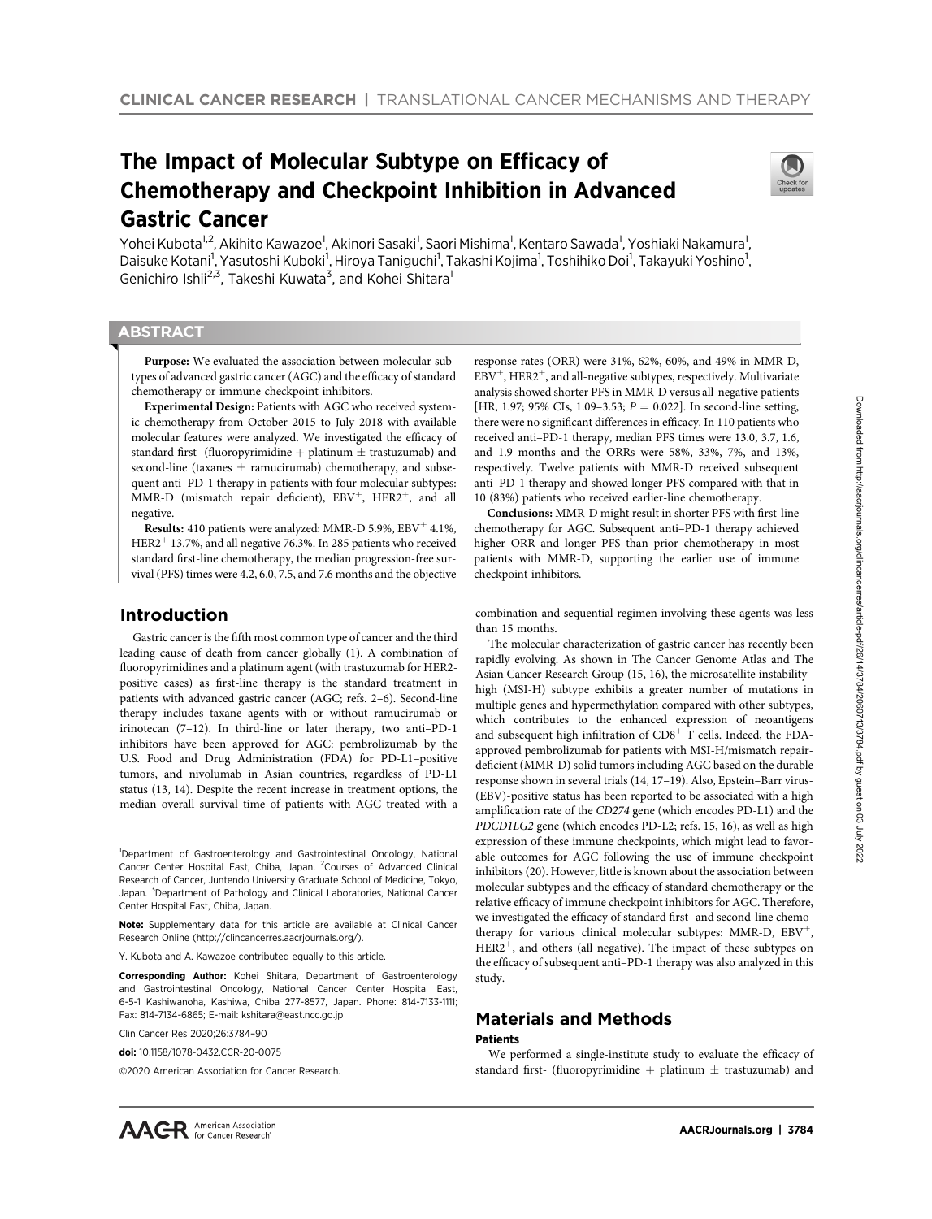# The Impact of Molecular Subtype on Efficacy of Chemotherapy and Checkpoint Inhibition in Advanced Gastric Cancer

Yohei Kubota[1,2], Akihito Kawazoe[1], Akinori Sasaki[1], Saori Mishima[1], Kentaro Sawada[1], Yoshiaki Nakamura[1], Daisuke Kotani[1], Yasutoshi Kuboki[1], Hiroya Taniguchi[1], Takashi Kojima[1], Toshihiko Doi[1], Takayuki Yoshino[1], Genichiro Ishii[2,3], Takeshi Kuwata[3], and Kohei Shitara[1]

## ABSTRACT

**Purpose:** We evaluated the association between molecular subtypes of advanced gastric cancer (AGC) and the efficacy of standard chemotherapy or immune checkpoint inhibitors.

**Experimental Design:** Patients with AGC who received systemic chemotherapy from October 2015 to July 2018 with available molecular features were analyzed. We investigated the efficacy of standard first- (fluoropyrimidine + platinum ± trastuzumab) and second-line (taxanes ± ramucirumab) chemotherapy, and subsequent anti–PD-1 therapy in patients with four molecular subtypes: MMR-D (mismatch repair deficient), EBV$^+$, HER2$^+$, and all negative.

**Results:** 410 patients were analyzed: MMR-D 5.9%, EBV$^+$ 4.1%, HER2$^+$ 13.7%, and all negative 76.3%. In 285 patients who received standard first-line chemotherapy, the median progression-free survival (PFS) times were 4.2, 6.0, 7.5, and 7.6 months and the objective response rates (ORR) were 31%, 62%, 60%, and 49% in MMR-D, EBV$^+$, HER2$^+$, and all-negative subtypes, respectively. Multivariate analysis showed shorter PFS in MMR-D versus all-negative patients [HR, 1.97; 95% CIs, 1.09–3.53; $P = 0.022$]. In second-line setting, there were no significant differences in efficacy. In 110 patients who received anti–PD-1 therapy, median PFS times were 13.0, 3.7, 1.6, and 1.9 months and the ORRs were 58%, 33%, 7%, and 13%, respectively. Twelve patients with MMR-D received subsequent anti–PD-1 therapy and showed longer PFS compared with that in 10 (83%) patients who received earlier-line chemotherapy.

**Conclusions:** MMR-D might result in shorter PFS with first-line chemotherapy for AGC. Subsequent anti–PD-1 therapy achieved higher ORR and longer PFS than prior chemotherapy in most patients with MMR-D, supporting the earlier use of immune checkpoint inhibitors.

## Introduction

Gastric cancer is the fifth most common type of cancer and the third leading cause of death from cancer globally (1). A combination of fluoropyrimidines and a platinum agent (with trastuzumab for HER2-positive cases) as first-line therapy is the standard treatment in patients with advanced gastric cancer (AGC; refs. 2–6). Second-line therapy includes taxane agents with or without ramucirumab or irinotecan (7–12). In third-line or later therapy, two anti–PD-1 inhibitors have been approved for AGC: pembrolizumab by the U.S. Food and Drug Administration (FDA) for PD-L1–positive tumors, and nivolumab in Asian countries, regardless of PD-L1 status (13, 14). Despite the recent increase in treatment options, the median overall survival time of patients with AGC treated with a combination and sequential regimen involving these agents was less than 15 months.

The molecular characterization of gastric cancer has recently been rapidly evolving. As shown in The Cancer Genome Atlas and The Asian Cancer Research Group (15, 16), the microsatellite instability–high (MSI-H) subtype exhibits a greater number of mutations in multiple genes and hypermethylation compared with other subtypes, which contributes to the enhanced expression of neoantigens and subsequent high infiltration of CD8$^+$ T cells. Indeed, the FDA-approved pembrolizumab for patients with MSI-H/mismatch repair-deficient (MMR-D) solid tumors including AGC based on the durable response shown in several trials (14, 17–19). Also, Epstein–Barr virus-(EBV)-positive status has been reported to be associated with a high amplification rate of the *CD274* gene (which encodes PD-L1) and the *PDCD1LG2* gene (which encodes PD-L2; refs. 15, 16), as well as high expression of these immune checkpoints, which might lead to favorable outcomes for AGC following the use of immune checkpoint inhibitors (20). However, little is known about the association between molecular subtypes and the efficacy of standard chemotherapy or the relative efficacy of immune checkpoint inhibitors for AGC. Therefore, we investigated the efficacy of standard first- and second-line chemotherapy for various clinical molecular subtypes: MMR-D, EBV$^+$, HER2$^+$, and others (all negative). The impact of these subtypes on the efficacy of subsequent anti–PD-1 therapy was also analyzed in this study.

## Materials and Methods

### Patients

We performed a single-institute study to evaluate the efficacy of standard first- (fluoropyrimidine + platinum ± trastuzumab) and

---

[1]Department of Gastroenterology and Gastrointestinal Oncology, National Cancer Center Hospital East, Chiba, Japan. [2]Course of Advanced Clinical Research of Cancer, Juntendo University Graduate School of Medicine, Tokyo, Japan. [3]Department of Pathology and Clinical Laboratories, National Cancer Center Hospital East, Chiba, Japan.

**Note:** Supplementary data for this article are available at Clinical Cancer Research Online (http://clincancerres.aacrjournals.org/).

Y. Kubota and A. Kawazoe contributed equally to this article.

**Corresponding Author:** Kohei Shitara, Department of Gastroenterology and Gastrointestinal Oncology, National Cancer Center Hospital East, 6-5-1 Kashiwanoha, Kashiwa, Chiba 277-8577, Japan. Phone: 814-7133-1111; Fax: 814-7134-6865; E-mail: kshitara@east.ncc.go.jp

Clin Cancer Res 2020;26:3784–90

doi: 10.1158/1078-0432.CCR-20-0075

©2020 American Association for Cancer Research.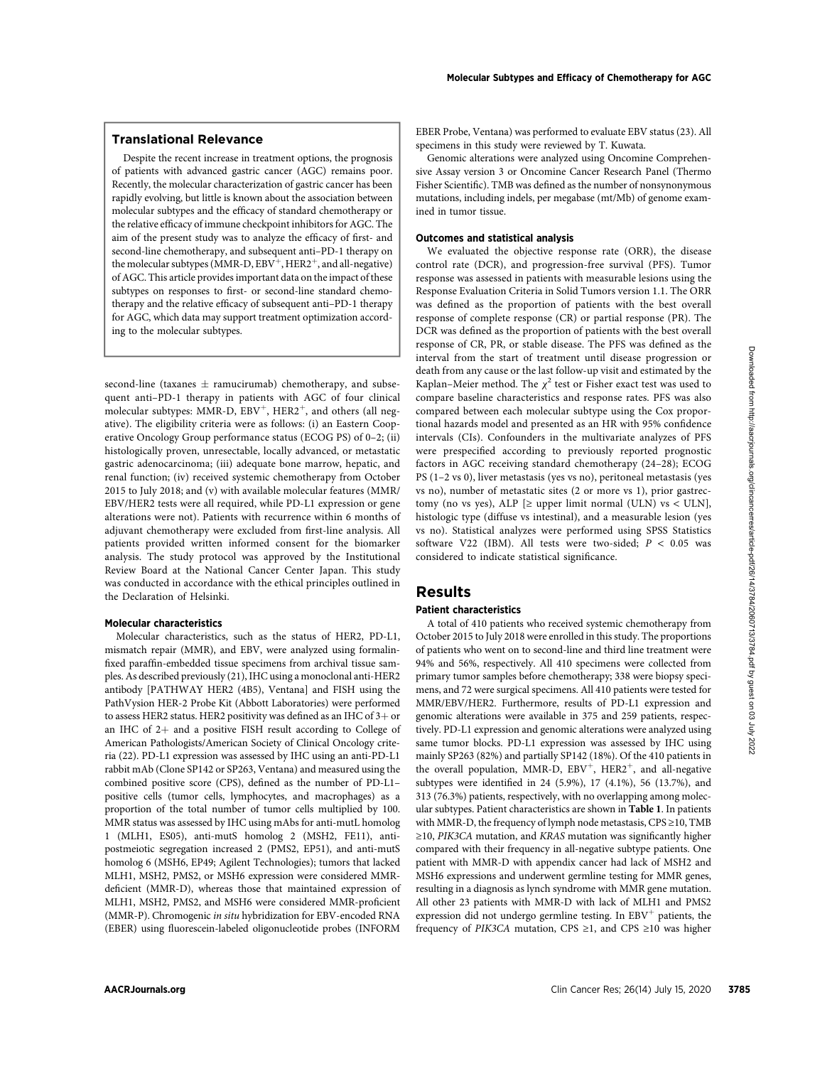## Translational Relevance

Despite the recent increase in treatment options, the prognosis of patients with advanced gastric cancer (AGC) remains poor. Recently, the molecular characterization of gastric cancer has been rapidly evolving, but little is known about the association between molecular subtypes and the efficacy of standard chemotherapy or the relative efficacy of immune checkpoint inhibitors for AGC. The aim of the present study was to analyze the efficacy of first- and second-line chemotherapy, and subsequent anti–PD-1 therapy on the molecular subtypes (MMR-D, EBV$^+$, HER2$^+$, and all-negative) of AGC. This article provides important data on the impact of these subtypes on responses to first- or second-line standard chemotherapy and the relative efficacy of subsequent anti–PD-1 therapy for AGC, which data may support treatment optimization according to the molecular subtypes.

second-line (taxanes ± ramucirumab) chemotherapy, and subsequent anti–PD-1 therapy in patients with AGC of four clinical molecular subtypes: MMR-D, EBV$^+$, HER2$^+$, and others (all negative). The eligibility criteria were as follows: (i) an Eastern Cooperative Oncology Group performance status (ECOG PS) of 0–2; (ii) histologically proven, unresectable, locally advanced, or metastatic gastric adenocarcinoma; (iii) adequate bone marrow, hepatic, and renal function; (iv) received systemic chemotherapy from October 2015 to July 2018; and (v) with available molecular features (MMR/EBV/HER2 tests were all required, while PD-L1 expression or gene alterations were not). Patients with recurrence within 6 months of adjuvant chemotherapy were excluded from first-line analysis. All patients provided written informed consent for the biomarker analysis. The study protocol was approved by the Institutional Review Board at the National Cancer Center Japan. This study was conducted in accordance with the ethical principles outlined in the Declaration of Helsinki.

### Molecular characteristics

Molecular characteristics, such as the status of HER2, PD-L1, mismatch repair (MMR), and EBV, were analyzed using formalin-fixed paraffin-embedded tissue specimens from archival tissue samples. As described previously (21), IHC using a monoclonal anti-HER2 antibody [PATHWAY HER2 (4B5), Ventana] and FISH using the PathVysion HER-2 Probe Kit (Abbott Laboratories) were performed to assess HER2 status. HER2 positivity was defined as an IHC of 3+ or an IHC of 2+ and a positive FISH result according to College of American Pathologists/American Society of Clinical Oncology criteria (22). PD-L1 expression was assessed by IHC using an anti-PD-L1 rabbit mAb (Clone SP142 or SP263, Ventana) and measured using the combined positive score (CPS), defined as the number of PD-L1–positive cells (tumor cells, lymphocytes, and macrophages) as a proportion of the total number of tumor cells multiplied by 100. MMR status was assessed by IHC using mAbs for anti-mutL homolog 1 (MLH1, ES05), anti-mutS homolog 2 (MSH2, FE11), anti-postmeiotic segregation increased 2 (PMS2, EP51), and anti-mutS homolog 6 (MSH6, EP49; Agilent Technologies); tumors that lacked MLH1, MSH2, PMS2, or MSH6 expression were considered MMR-deficient (MMR-D), whereas those that maintained expression of MLH1, MSH2, PMS2, and MSH6 were considered MMR-proficient (MMR-P). Chromogenic *in situ* hybridization for EBV-encoded RNA (EBER) using fluorescein-labeled oligonucleotide probes (INFORM EBER Probe, Ventana) was performed to evaluate EBV status (23). All specimens in this study were reviewed by T. Kuwata.

Genomic alterations were analyzed using Oncomine Comprehensive Assay version 3 or Oncomine Cancer Research Panel (Thermo Fisher Scientific). TMB was defined as the number of nonsynonymous mutations, including indels, per megabase (mt/Mb) of genome examined in tumor tissue.

### Outcomes and statistical analysis

We evaluated the objective response rate (ORR), the disease control rate (DCR), and progression-free survival (PFS). Tumor response was assessed in patients with measurable lesions using the Response Evaluation Criteria in Solid Tumors version 1.1. The ORR was defined as the proportion of patients with the best overall response of complete response (CR) or partial response (PR). The DCR was defined as the proportion of patients with the best overall response of CR, PR, or stable disease. The PFS was defined as the interval from the start of treatment until disease progression or death from any cause or the last follow-up visit and estimated by the Kaplan–Meier method. The $\chi^2$ test or Fisher exact test was used to compare baseline characteristics and response rates. PFS was also compared between each molecular subtype using the Cox proportional hazards model and presented as an HR with 95% confidence intervals (CIs). Confounders in the multivariate analyzes of PFS were prespecified according to previously reported prognostic factors in AGC receiving standard chemotherapy (24–28); ECOG PS (1–2 vs 0), liver metastasis (yes vs no), peritoneal metastasis (yes vs no), number of metastatic sites (2 or more vs 1), prior gastrectomy (no vs yes), ALP [≥ upper limit normal (ULN) vs < ULN], histologic type (diffuse vs intestinal), and a measurable lesion (yes vs no). Statistical analyzes were performed using SPSS Statistics software V22 (IBM). All tests were two-sided; $P < 0.05$ was considered to indicate statistical significance.

## Results

### Patient characteristics

A total of 410 patients who received systemic chemotherapy from October 2015 to July 2018 were enrolled in this study. The proportions of patients who went on to second-line and third line treatment were 94% and 56%, respectively. All 410 specimens were collected from primary tumor samples before chemotherapy; 338 were biopsy specimens, and 72 were surgical specimens. All 410 patients were tested for MMR/EBV/HER2. Furthermore, results of PD-L1 expression and genomic alterations were available in 375 and 259 patients, respectively. PD-L1 expression and genomic alterations were analyzed using same tumor blocks. PD-L1 expression was assessed by IHC using mainly SP263 (82%) and partially SP142 (18%). Of the 410 patients in the overall population, MMR-D, EBV$^+$, HER2$^+$, and all-negative subtypes were identified in 24 (5.9%), 17 (4.1%), 56 (13.7%), and 313 (76.3%) patients, respectively, with no overlapping among molecular subtypes. Patient characteristics are shown in **Table 1**. In patients with MMR-D, the frequency of lymph node metastasis, CPS ≥10, TMB ≥10, *PIK3CA* mutation, and *KRAS* mutation was significantly higher compared with their frequency in all-negative subtype patients. One patient with MMR-D with appendix cancer had lack of MSH2 and MSH6 expressions and underwent germline testing for MMR genes, resulting in a diagnosis as lynch syndrome with MMR gene mutation. All other 23 patients with MMR-D with lack of MLH1 and PMS2 expression did not undergo germline testing. In EBV$^+$ patients, the frequency of *PIK3CA* mutation, CPS ≥1, and CPS ≥10 was higher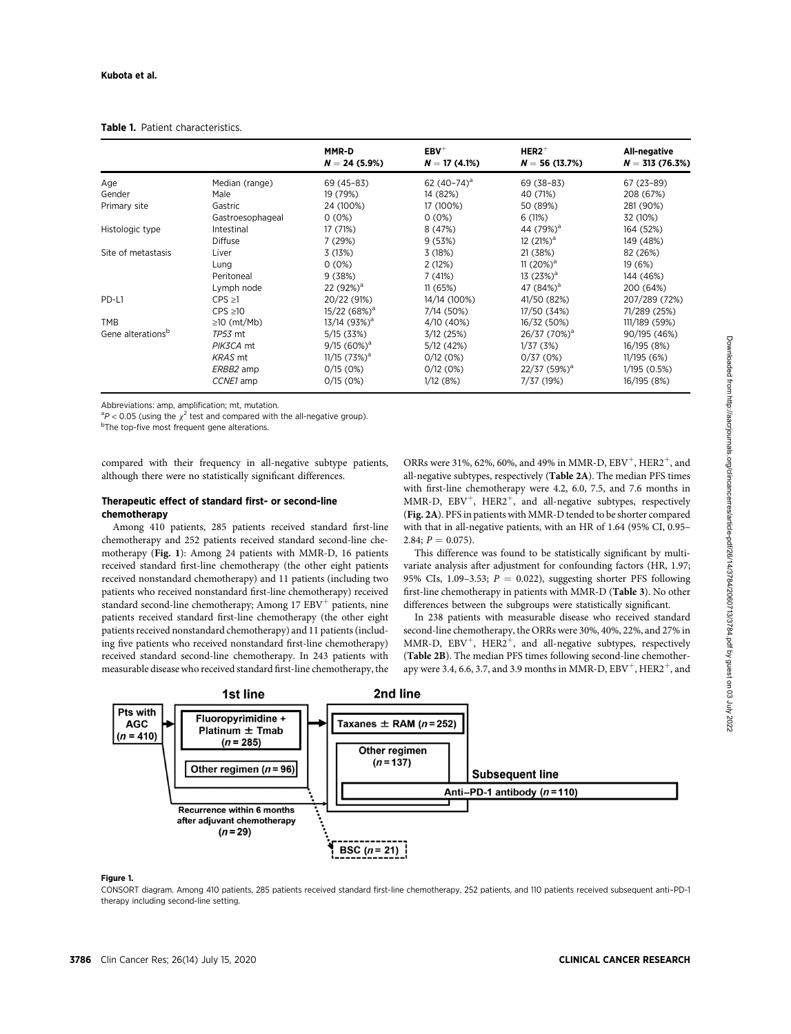**Table 1.** Patient characteristics.

| | | MMR-D $N = 24$ (5.9%) | EBV$^{+}$ $N = 17$ (4.1%) | HER2$^{+}$ $N = 56$ (13.7%) | All-negative $N = 313$ (76.3%) |
|---|---|---|---|---|---|
| Age | Median (range) | 69 (45–83) | 62 (40–74)[a] | 69 (38–83) | 67 (23–89) |
| Gender | Male | 19 (79%) | 14 (82%) | 40 (71%) | 208 (67%) |
| Primary site | Gastric | 24 (100%) | 17 (100%) | 50 (89%) | 281 (90%) |
| | Gastroesophageal | 0 (0%) | 0 (0%) | 6 (11%) | 32 (10%) |
| Histologic type | Intestinal | 17 (71%) | 8 (47%) | 44 (79%)[a] | 164 (52%) |
| | Diffuse | 7 (29%) | 9 (53%) | 12 (21%)[a] | 149 (48%) |
| Site of metastasis | Liver | 3 (13%) | 3 (18%) | 21 (38%) | 82 (26%) |
| | Lung | 0 (0%) | 2 (12%) | 11 (20%)[a] | 19 (6%) |
| | Peritoneal | 9 (38%) | 7 (41%) | 13 (23%)[a] | 144 (46%) |
| | Lymph node | 22 (92%)[a] | 11 (65%) | 47 (84%)[a] | 200 (64%) |
| PD-L1 | CPS ≥1 | 20/22 (91%) | 14/14 (100%) | 41/50 (82%) | 207/289 (72%) |
| | CPS ≥10 | 15/22 (68%)[a] | 7/14 (50%) | 17/50 (34%) | 71/289 (25%) |
| TMB | ≥10 (mt/Mb) | 13/14 (93%)[a] | 4/10 (40%) | 16/32 (50%) | 111/189 (59%) |
| Gene alterations[b] | *TP53* mt | 5/15 (33%) | 3/12 (25%) | 26/37 (70%)[a] | 90/195 (46%) |
| | *PIK3CA* mt | 9/15 (60%)[a] | 5/12 (42%) | 1/37 (3%) | 16/195 (8%) |
| | *KRAS* mt | 11/15 (73%)[a] | 0/12 (0%) | 0/37 (0%) | 11/195 (6%) |
| | *ERBB2* amp | 0/15 (0%) | 0/12 (0%) | 22/37 (59%)[a] | 1/195 (0.5%) |
| | *CCNE1* amp | 0/15 (0%) | 1/12 (8%) | 7/37 (19%) | 16/195 (8%) |

Abbreviations: amp, amplification; mt, mutation.

[a]$P < 0.05$ (using the $\chi^2$ test and compared with the all-negative group).

[b]The top-five most frequent gene alterations.

compared with their frequency in all-negative subtype patients, although there were no statistically significant differences.

### Therapeutic effect of standard first- or second-line chemotherapy

Among 410 patients, 285 patients received standard first-line chemotherapy and 252 patients received standard second-line chemotherapy (**Fig. 1**): Among 24 patients with MMR-D, 16 patients received standard first-line chemotherapy (the other eight patients received nonstandard chemotherapy) and 11 patients (including two patients who received nonstandard first-line chemotherapy) received standard second-line chemotherapy; Among 17 EBV$^{+}$ patients, nine patients received standard first-line chemotherapy (the other eight patients received nonstandard chemotherapy) and 11 patients (including five patients who received nonstandard first-line chemotherapy) received standard second-line chemotherapy. In 243 patients with measurable disease who received standard first-line chemotherapy, the ORRs were 31%, 62%, 60%, and 49% in MMR-D, EBV$^{+}$, HER2$^{+}$, and all-negative subtypes, respectively (**Table 2A**). The median PFS times with first-line chemotherapy were 4.2, 6.0, 7.5, and 7.6 months in MMR-D, EBV$^{+}$, HER2$^{+}$, and all-negative subtypes, respectively (**Fig. 2A**). PFS in patients with MMR-D tended to be shorter compared with that in all-negative patients, with an HR of 1.64 (95% CI, 0.95–2.84; $P = 0.075$).

This difference was found to be statistically significant by multivariate analysis after adjustment for confounding factors (HR, 1.97; 95% CIs, 1.09–3.53; $P = 0.022$), suggesting shorter PFS following first-line chemotherapy in patients with MMR-D (**Table 3**). No other differences between the subgroups were statistically significant.

In 238 patients with measurable disease who received standard second-line chemotherapy, the ORRs were 30%, 40%, 22%, and 27% in MMR-D, EBV$^{+}$, HER2$^{+}$, and all-negative subtypes, respectively (**Table 2B**). The median PFS times following second-line chemotherapy were 3.4, 6.6, 3.7, and 3.9 months in MMR-D, EBV$^{+}$, HER2$^{+}$, and

**Figure 1.**

CONSORT diagram. Among 410 patients, 285 patients received standard first-line chemotherapy, 252 patients, and 110 patients received subsequent anti–PD-1 therapy including second-line setting.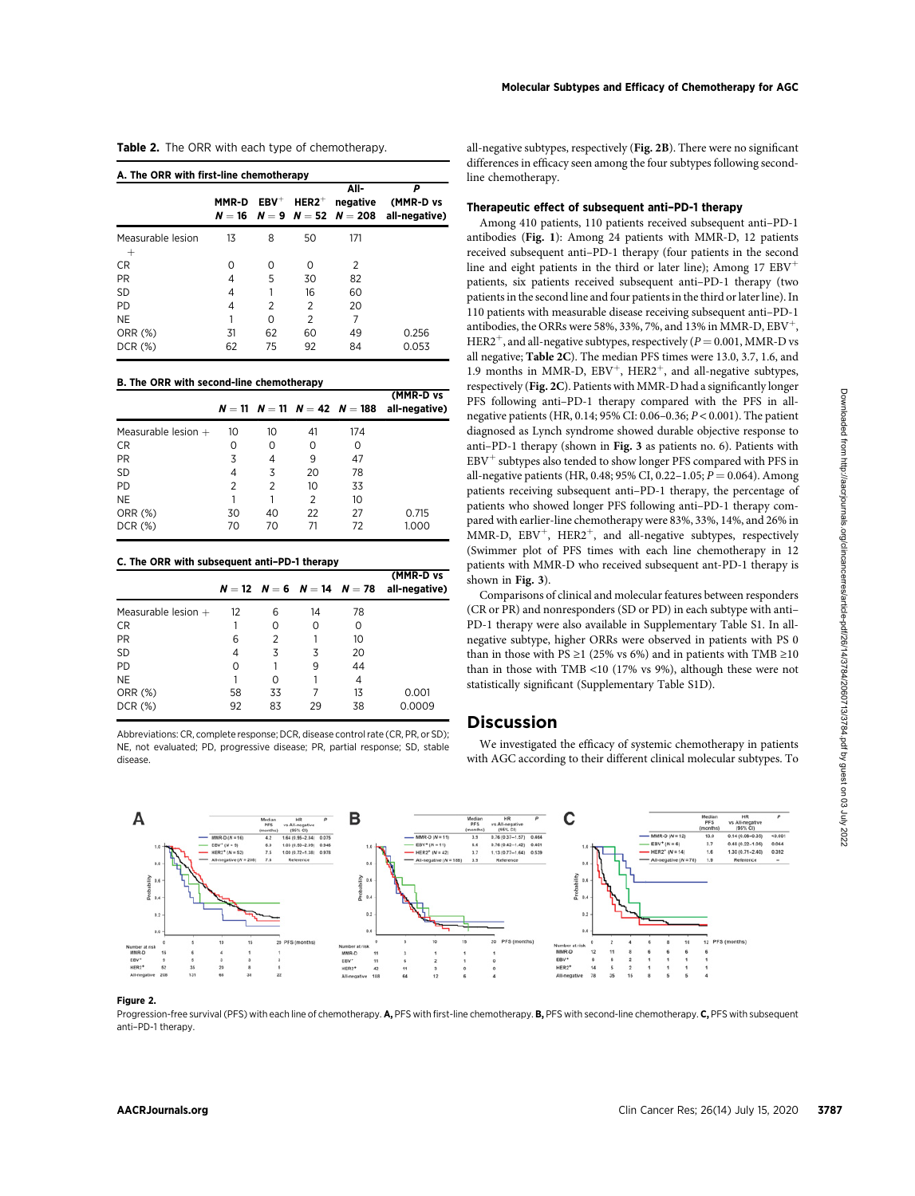**Table 2.** The ORR with each type of chemotherapy.

**A. The ORR with first-line chemotherapy**

| | MMR-D $N = 16$ | EBV$^+$ $N = 9$ | HER2$^+$ $N = 52$ | All-negative $N = 208$ | P (MMR-D vs all-negative) |
|---|---|---|---|---|---|
| Measurable lesion + | 13 | 8 | 50 | 171 | |
| CR | 0 | 0 | 0 | 2 | |
| PR | 4 | 5 | 30 | 82 | |
| SD | 4 | 1 | 16 | 60 | |
| PD | 4 | 2 | 2 | 20 | |
| NE | 1 | 0 | 2 | 7 | |
| ORR (%) | 31 | 62 | 60 | 49 | 0.256 |
| DCR (%) | 62 | 75 | 92 | 84 | 0.053 |

**B. The ORR with second-line chemotherapy**

| | $N = 11$ | $N = 11$ | $N = 42$ | $N = 188$ | (MMR-D vs all-negative) |
|---|---|---|---|---|---|
| Measurable lesion + | 10 | 10 | 41 | 174 | |
| CR | 0 | 0 | 0 | 0 | |
| PR | 3 | 4 | 9 | 47 | |
| SD | 4 | 3 | 20 | 78 | |
| PD | 2 | 2 | 10 | 33 | |
| NE | 1 | 1 | 2 | 10 | |
| ORR (%) | 30 | 40 | 22 | 27 | 0.715 |
| DCR (%) | 70 | 70 | 71 | 72 | 1.000 |

**C. The ORR with subsequent anti–PD-1 therapy**

| | $N = 12$ | $N = 6$ | $N = 14$ | $N = 78$ | (MMR-D vs all-negative) |
|---|---|---|---|---|---|
| Measurable lesion + | 12 | 6 | 14 | 78 | |
| CR | 1 | 0 | 0 | 0 | |
| PR | 6 | 2 | 1 | 10 | |
| SD | 4 | 3 | 3 | 20 | |
| PD | 0 | 1 | 9 | 44 | |
| NE | 1 | 0 | 1 | 4 | |
| ORR (%) | 58 | 33 | 7 | 13 | 0.001 |
| DCR (%) | 92 | 83 | 29 | 38 | 0.0009 |

Abbreviations: CR, complete response; DCR, disease control rate (CR, PR, or SD); NE, not evaluated; PD, progressive disease; PR, partial response; SD, stable disease.

all-negative subtypes, respectively (**Fig. 2B**). There were no significant differences in efficacy seen among the four subtypes following second-line chemotherapy.

### Therapeutic effect of subsequent anti–PD-1 therapy

Among 410 patients, 110 patients received subsequent anti–PD-1 antibodies (**Fig. 1**): Among 24 patients with MMR-D, 12 patients received subsequent anti–PD-1 therapy (four patients in the second line and eight patients in the third or later line); Among 17 EBV$^+$ patients, six patients received subsequent anti–PD-1 therapy (two patients in the second line and four patients in the third or later line). In 110 patients with measurable disease receiving subsequent anti–PD-1 antibodies, the ORRs were 58%, 33%, 7%, and 13% in MMR-D, EBV$^+$, HER2$^+$, and all-negative subtypes, respectively ($P = 0.001$, MMR-D vs all negative; **Table 2C**). The median PFS times were 13.0, 3.7, 1.6, and 1.9 months in MMR-D, EBV$^+$, HER2$^+$, and all-negative subtypes, respectively (**Fig. 2C**). Patients with MMR-D had a significantly longer PFS following anti–PD-1 therapy compared with the PFS in all-negative patients (HR, 0.14; 95% CI: 0.06–0.36; $P < 0.001$). The patient diagnosed as Lynch syndrome showed durable objective response to anti–PD-1 therapy (shown in **Fig. 3** as patients no. 6). Patients with EBV$^+$ subtypes also tended to show longer PFS compared with PFS in all-negative patients (HR, 0.48; 95% CI, 0.22–1.05; $P = 0.064$). Among patients receiving subsequent anti–PD-1 therapy, the percentage of patients who showed longer PFS following anti–PD-1 therapy compared with earlier-line chemotherapy were 83%, 33%, 14%, and 26% in MMR-D, EBV$^+$, HER2$^+$, and all-negative subtypes, respectively (Swimmer plot of PFS times with each line chemotherapy in 12 patients with MMR-D who received subsequent ant-PD-1 therapy is shown in **Fig. 3**).

Comparisons of clinical and molecular features between responders (CR or PR) and nonresponders (SD or PD) in each subtype with anti–PD-1 therapy were also available in Supplementary Table S1. In all-negative subtype, higher ORRs were observed in patients with PS 0 than in those with PS ≥1 (25% vs 6%) and in patients with TMB ≥10 than in those with TMB <10 (17% vs 9%), although these were not statistically significant (Supplementary Table S1D).

## Discussion

We investigated the efficacy of systemic chemotherapy in patients with AGC according to their different clinical molecular subtypes. To

**Figure 2.**
Progression-free survival (PFS) with each line of chemotherapy. **A,** PFS with first-line chemotherapy. **B,** PFS with second-line chemotherapy. **C,** PFS with subsequent anti–PD-1 therapy.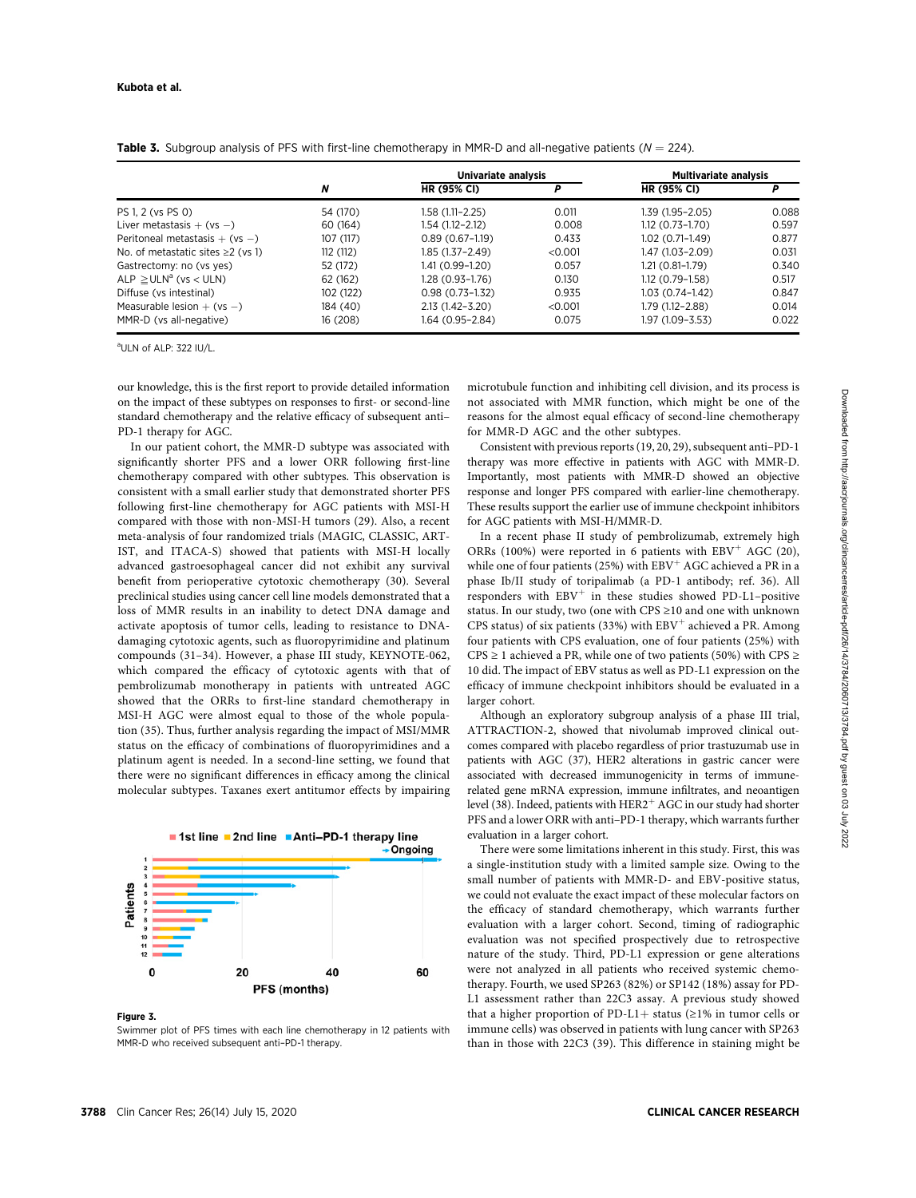**Table 3.** Subgroup analysis of PFS with first-line chemotherapy in MMR-D and all-negative patients ($N = 224$).

| | *N* | Univariate analysis | | Multivariate analysis | |
|---|---|---|---|---|---|
| | | HR (95% CI) | *P* | HR (95% CI) | *P* |
| PS 1, 2 (vs PS 0) | 54 (170) | 1.58 (1.11–2.25) | 0.011 | 1.39 (1.95–2.05) | 0.088 |
| Liver metastasis + (vs −) | 60 (164) | 1.54 (1.12–2.12) | 0.008 | 1.12 (0.73–1.70) | 0.597 |
| Peritoneal metastasis + (vs −) | 107 (117) | 0.89 (0.67–1.19) | 0.433 | 1.02 (0.71–1.49) | 0.877 |
| No. of metastatic sites ≥2 (vs 1) | 112 (112) | 1.85 (1.37–2.49) | <0.001 | 1.47 (1.03–2.09) | 0.031 |
| Gastrectomy: no (vs yes) | 52 (172) | 1.41 (0.99–1.20) | 0.057 | 1.21 (0.81–1.79) | 0.340 |
| ALP ≧ULN[a] (vs < ULN) | 62 (162) | 1.28 (0.93–1.76) | 0.130 | 1.12 (0.79–1.58) | 0.517 |
| Diffuse (vs intestinal) | 102 (122) | 0.98 (0.73–1.32) | 0.935 | 1.03 (0.74–1.42) | 0.847 |
| Measurable lesion + (vs −) | 184 (40) | 2.13 (1.42–3.20) | <0.001 | 1.79 (1.12–2.88) | 0.014 |
| MMR-D (vs all-negative) | 16 (208) | 1.64 (0.95–2.84) | 0.075 | 1.97 (1.09–3.53) | 0.022 |

[a]ULN of ALP: 322 IU/L.

our knowledge, this is the first report to provide detailed information on the impact of these subtypes on responses to first- or second-line standard chemotherapy and the relative efficacy of subsequent anti–PD-1 therapy for AGC.

In our patient cohort, the MMR-D subtype was associated with significantly shorter PFS and a lower ORR following first-line chemotherapy compared with other subtypes. This observation is consistent with a small earlier study that demonstrated shorter PFS following first-line chemotherapy for AGC patients with MSI-H compared with those with non-MSI-H tumors (29). Also, a recent meta-analysis of four randomized trials (MAGIC, CLASSIC, ART-IST, and ITACA-S) showed that patients with MSI-H locally advanced gastroesophageal cancer did not exhibit any survival benefit from perioperative cytotoxic chemotherapy (30). Several preclinical studies using cancer cell line models demonstrated that a loss of MMR results in an inability to detect DNA damage and activate apoptosis of tumor cells, leading to resistance to DNA-damaging cytotoxic agents, such as fluoropyrimidine and platinum compounds (31–34). However, a phase III study, KEYNOTE-062, which compared the efficacy of cytotoxic agents with that of pembrolizumab monotherapy in patients with untreated AGC showed that the ORRs to first-line standard chemotherapy in MSI-H AGC were almost equal to those of the whole population (35). Thus, further analysis regarding the impact of MSI/MMR status on the efficacy of combinations of fluoropyrimidines and a platinum agent is needed. In a second-line setting, we found that there were no significant differences in efficacy among the clinical molecular subtypes. Taxanes exert antitumor effects by impairing microtubule function and inhibiting cell division, and its process is not associated with MMR function, which might be one of the reasons for the almost equal efficacy of second-line chemotherapy for MMR-D AGC and the other subtypes.

Consistent with previous reports (19, 20, 29), subsequent anti–PD-1 therapy was more effective in patients with AGC with MMR-D. Importantly, most patients with MMR-D showed an objective response and longer PFS compared with earlier-line chemotherapy. These results support the earlier use of immune checkpoint inhibitors for AGC patients with MSI-H/MMR-D.

In a recent phase II study of pembrolizumab, extremely high ORRs (100%) were reported in 6 patients with $EBV^+$ AGC (20), while one of four patients (25%) with $EBV^+$ AGC achieved a PR in a phase Ib/II study of toripalimab (a PD-1 antibody; ref. 36). All responders with $EBV^+$ in these studies showed PD-L1–positive status. In our study, two (one with CPS ≥10 and one with unknown CPS status) of six patients (33%) with $EBV^+$ achieved a PR. Among four patients with CPS evaluation, one of four patients (25%) with CPS ≥ 1 achieved a PR, while one of two patients (50%) with CPS ≥ 10 did. The impact of EBV status as well as PD-L1 expression on the efficacy of immune checkpoint inhibitors should be evaluated in a larger cohort.

Although an exploratory subgroup analysis of a phase III trial, ATTRACTION-2, showed that nivolumab improved clinical outcomes compared with placebo regardless of prior trastuzumab use in patients with AGC (37), HER2 alterations in gastric cancer were associated with decreased immunogenicity in terms of immune-related gene mRNA expression, immune infiltrates, and neoantigen level (38). Indeed, patients with $HER2^+$ AGC in our study had shorter PFS and a lower ORR with anti–PD-1 therapy, which warrants further evaluation in a larger cohort.

There were some limitations inherent in this study. First, this was a single-institution study with a limited sample size. Owing to the small number of patients with MMR-D- and EBV-positive status, we could not evaluate the exact impact of these molecular factors on the efficacy of standard chemotherapy, which warrants further evaluation with a larger cohort. Second, timing of radiographic evaluation was not specified prospectively due to retrospective nature of the study. Third, PD-L1 expression or gene alterations were not analyzed in all patients who received systemic chemotherapy. Fourth, we used SP263 (82%) or SP142 (18%) assay for PD-L1 assessment rather than 22C3 assay. A previous study showed that a higher proportion of PD-L1+ status (≥1% in tumor cells or immune cells) was observed in patients with lung cancer with SP263 than in those with 22C3 (39). This difference in staining might be

**Figure 3.**
Swimmer plot of PFS times with each line chemotherapy in 12 patients with MMR-D who received subsequent anti–PD-1 therapy.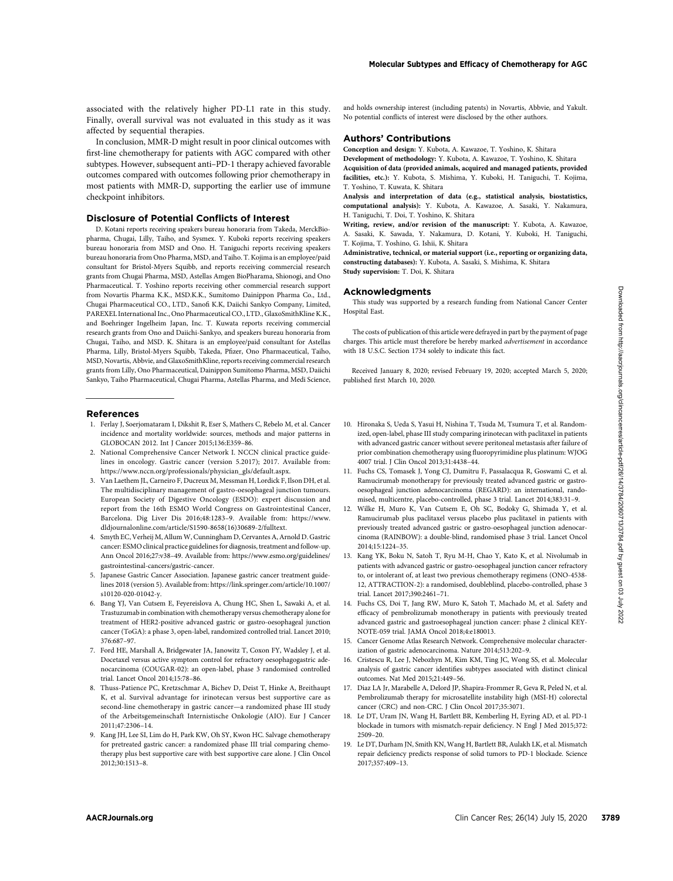associated with the relatively higher PD-L1 rate in this study. Finally, overall survival was not evaluated in this study as it was affected by sequential therapies.

In conclusion, MMR-D might result in poor clinical outcomes with first-line chemotherapy for patients with AGC compared with other subtypes. However, subsequent anti–PD-1 therapy achieved favorable outcomes compared with outcomes following prior chemotherapy in most patients with MMR-D, supporting the earlier use of immune checkpoint inhibitors.

## Disclosure of Potential Conflicts of Interest

D. Kotani reports receiving speakers bureau honoraria from Takeda, MerckBiopharma, Chugai, Lilly, Taiho, and Sysmex. Y. Kuboki reports receiving speakers bureau honoraria from MSD and Ono. H. Taniguchi reports receiving speakers bureau honoraria from Ono Pharma, MSD, and Taiho. T. Kojima is an employee/paid consultant for Bristol-Myers Squibb, and reports receiving commercial research grants from Chugai Pharma, MSD, Astellas Amgen BioPharama, Shionogi, and Ono Pharmaceutical. T. Yoshino reports receiving other commercial research support from Novartis Pharma K.K., MSD.K.K., Sumitomo Dainippon Pharma Co., Ltd., Chugai Pharmaceutical CO., LTD., Sanofi K.K, Daiichi Sankyo Company, Limited, PAREXEL International Inc., Ono Pharmaceutical CO., LTD., GlaxoSmithKline K.K., and Boehringer Ingelheim Japan, Inc. T. Kuwata reports receiving commercial research grants from Ono and Daiichi-Sankyo, and speakers bureau honoraria from Chugai, Taiho, and MSD. K. Shitara is an employee/paid consultant for Astellas Pharma, Lilly, Bristol-Myers Squibb, Takeda, Pfizer, Ono Pharmaceutical, Taiho, MSD, Novartis, Abbvie, and GlaxoSmithKline, reports receiving commercial research grants from Lilly, Ono Pharmaceutical, Dainippon Sumitomo Pharma, MSD, Daiichi Sankyo, Taiho Pharmaceutical, Chugai Pharma, Astellas Pharma, and Medi Science, and holds ownership interest (including patents) in Novartis, Abbvie, and Yakult. No potential conflicts of interest were disclosed by the other authors.

## Authors' Contributions

**Conception and design:** Y. Kubota, A. Kawazoe, T. Yoshino, K. Shitara
**Development of methodology:** Y. Kubota, A. Kawazoe, T. Yoshino, K. Shitara
**Acquisition of data (provided animals, acquired and managed patients, provided facilities, etc.):** Y. Kubota, S. Mishima, Y. Kuboki, H. Taniguchi, T. Kojima, T. Yoshino, T. Kuwata, K. Shitara
**Analysis and interpretation of data (e.g., statistical analysis, biostatistics, computational analysis):** Y. Kubota, A. Kawazoe, A. Sasaki, Y. Nakamura, H. Taniguchi, T. Doi, T. Yoshino, K. Shitara
**Writing, review, and/or revision of the manuscript:** Y. Kubota, A. Kawazoe, A. Sasaki, K. Sawada, Y. Nakamura, D. Kotani, Y. Kuboki, H. Taniguchi, T. Kojima, T. Yoshino, G. Ishii, K. Shitara
**Administrative, technical, or material support (i.e., reporting or organizing data, constructing databases):** Y. Kubota, A. Sasaki, S. Mishima, K. Shitara
**Study supervision:** T. Doi, K. Shitara

## Acknowledgments

This study was supported by a research funding from National Cancer Center Hospital East.

The costs of publication of this article were defrayed in part by the payment of page charges. This article must therefore be hereby marked *advertisement* in accordance with 18 U.S.C. Section 1734 solely to indicate this fact.

Received January 8, 2020; revised February 19, 2020; accepted March 5, 2020; published first March 10, 2020.

## References

1. Ferlay J, Soerjomataram I, Dikshit R, Eser S, Mathers C, Rebelo M, et al. Cancer incidence and mortality worldwide: sources, methods and major patterns in GLOBOCAN 2012. Int J Cancer 2015;136:E359–86.
2. National Comprehensive Cancer Network I. NCCN clinical practice guidelines in oncology. Gastric cancer (version 5.2017); 2017. Available from: https://www.nccn.org/professionals/physician_gls/default.aspx.
3. Van Laethem JL, Carneiro F, Ducreux M, Messman H, Lordick F, Ilson DH, et al. The multidisciplinary management of gastro-oesophageal junction tumours. European Society of Digestive Oncology (ESDO): expert discussion and report from the 16th ESMO World Congress on Gastrointestinal Cancer, Barcelona. Dig Liver Dis 2016;48:1283–9. Available from: https://www.dldjournalonline.com/article/S1590-8658(16)30689-2/fulltext.
4. Smyth EC, Verheij M, Allum W, Cunningham D, Cervantes A, Arnold D. Gastric cancer: ESMO clinical practice guidelines for diagnosis, treatment and follow-up. Ann Oncol 2016;27:v38–49. Available from: https://www.esmo.org/guidelines/gastrointestinal-cancers/gastric-cancer.
5. Japanese Gastric Cancer Association. Japanese gastric cancer treatment guidelines 2018 (version 5). Available from: https://link.springer.com/article/10.1007/s10120-020-01042-y.
6. Bang YJ, Van Cutsem E, Feyereislova A, Chung HC, Shen L, Sawaki A, et al. Trastuzumab in combination with chemotherapy versus chemotherapy alone for treatment of HER2-positive advanced gastric or gastro-oesophageal junction cancer (ToGA): a phase 3, open-label, randomized controlled trial. Lancet 2010; 376:687–97.
7. Ford HE, Marshall A, Bridgewater JA, Janowitz T, Coxon FY, Wadsley J, et al. Docetaxel versus active symptom control for refractory oesophagogastric adenocarcinoma (COUGAR-02): an open-label, phase 3 randomised controlled trial. Lancet Oncol 2014;15:78–86.
8. Thuss-Patience PC, Kretzschmar A, Bichev D, Deist T, Hinke A, Breithaupt K, et al. Survival advantage for irinotecan versus best supportive care as second-line chemotherapy in gastric cancer—a randomized phase III study of the Arbeitsgemeinschaft Internistische Onkologie (AIO). Eur J Cancer 2011;47:2306–14.
9. Kang JH, Lee SI, Lim do H, Park KW, Oh SY, Kwon HC. Salvage chemotherapy for pretreated gastric cancer: a randomized phase III trial comparing chemotherapy plus best supportive care with best supportive care alone. J Clin Oncol 2012;30:1513–8.
10. Hironaka S, Ueda S, Yasui H, Nishina T, Tsuda M, Tsumura T, et al. Randomized, open-label, phase III study comparing irinotecan with paclitaxel in patients with advanced gastric cancer without severe peritoneal metastasis after failure of prior combination chemotherapy using fluoropyrimidine plus platinum: WJOG 4007 trial. J Clin Oncol 2013;31:4438–44.
11. Fuchs CS, Tomasek J, Yong CJ, Dumitru F, Passalacqua R, Goswami C, et al. Ramucirumab monotherapy for previously treated advanced gastric or gastro-oesophageal junction adenocarcinoma (REGARD): an international, randomised, multicentre, placebo-controlled, phase 3 trial. Lancet 2014;383:31–9.
12. Wilke H, Muro K, Van Cutsem E, Oh SC, Bodoky G, Shimada Y, et al. Ramucirumab plus paclitaxel versus placebo plus paclitaxel in patients with previously treated advanced gastric or gastro-oesophageal junction adenocarcinoma (RAINBOW): a double-blind, randomised phase 3 trial. Lancet Oncol 2014;15:1224–35.
13. Kang YK, Boku N, Satoh T, Ryu M-H, Chao Y, Kato K, et al. Nivolumab in patients with advanced gastric or gastro-oesophageal junction cancer refractory to, or intolerant of, at least two previous chemotherapy regimens (ONO-4538-12, ATTRACTION-2): a randomised, doubleblind, placebo-controlled, phase 3 trial. Lancet 2017;390:2461–71.
14. Fuchs CS, Doi T, Jang RW, Muro K, Satoh T, Machado M, et al. Safety and efficacy of pembrolizumab monotherapy in patients with previously treated advanced gastric and gastroesophageal junction cancer: phase 2 clinical KEYNOTE-059 trial. JAMA Oncol 2018;4:e180013.
15. Cancer Genome Atlas Research Network. Comprehensive molecular characterization of gastric adenocarcinoma. Nature 2014;513:202–9.
16. Cristescu R, Lee J, Nebozhyn M, Kim KM, Ting JC, Wong SS, et al. Molecular analysis of gastric cancer identifies subtypes associated with distinct clinical outcomes. Nat Med 2015;21:449–56.
17. Diaz LA Jr, Marabelle A, Delord JP, Shapira-Frommer R, Geva R, Peled N, et al. Pembrolizumab therapy for microsatellite instability high (MSI-H) colorectal cancer (CRC) and non-CRC. J Clin Oncol 2017;35:3071.
18. Le DT, Uram JN, Wang H, Bartlett BR, Kemberling H, Eyring AD, et al. PD-1 blockade in tumors with mismatch-repair deficiency. N Engl J Med 2015;372: 2509–20.
19. Le DT, Durham JN, Smith KN, Wang H, Bartlett BR, Aulakh LK, et al. Mismatch repair deficiency predicts response of solid tumors to PD-1 blockade. Science 2017;357:409–13.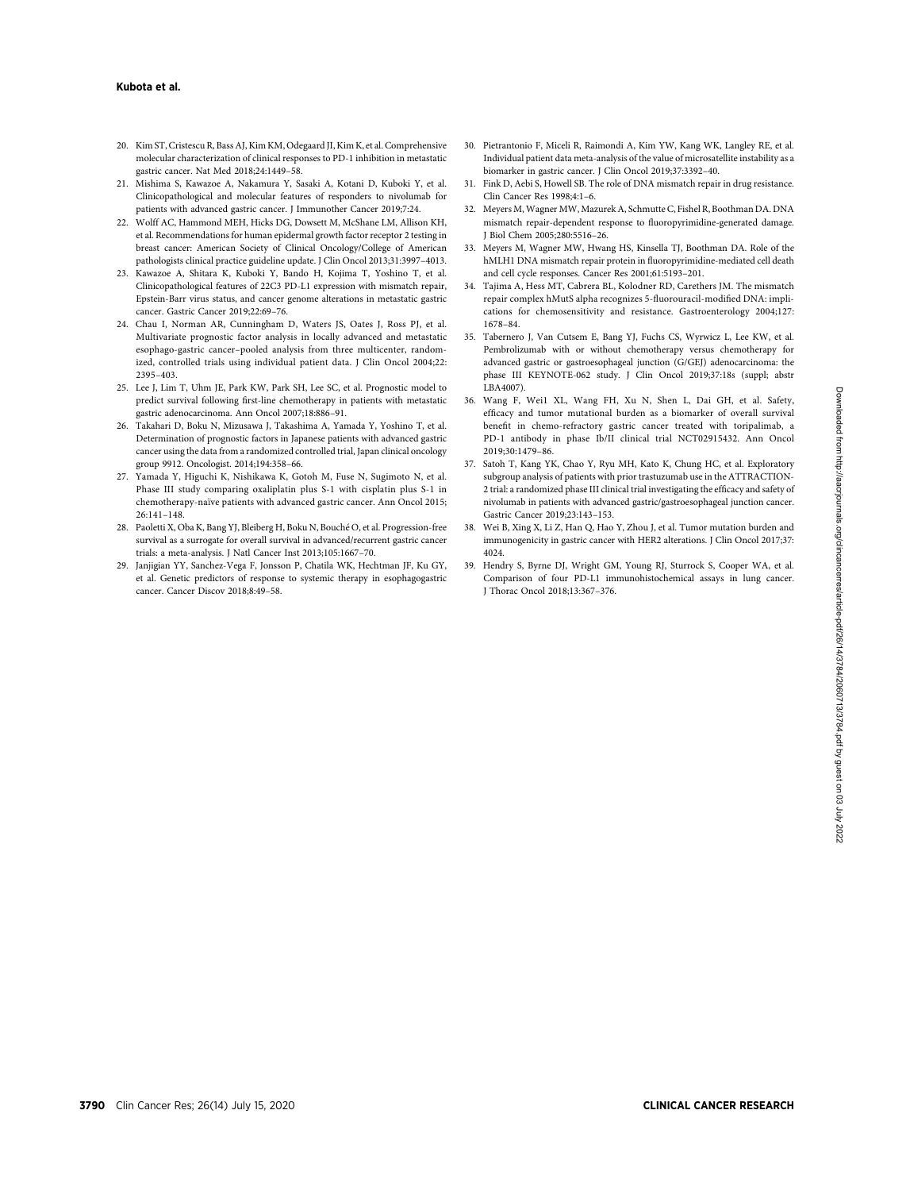20. Kim ST, Cristescu R, Bass AJ, Kim KM, Odegaard JI, Kim K, et al. Comprehensive molecular characterization of clinical responses to PD-1 inhibition in metastatic gastric cancer. Nat Med 2018;24:1449–58.
21. Mishima S, Kawazoe A, Nakamura Y, Sasaki A, Kotani D, Kuboki Y, et al. Clinicopathological and molecular features of responders to nivolumab for patients with advanced gastric cancer. J Immunother Cancer 2019;7:24.
22. Wolff AC, Hammond MEH, Hicks DG, Dowsett M, McShane LM, Allison KH, et al. Recommendations for human epidermal growth factor receptor 2 testing in breast cancer: American Society of Clinical Oncology/College of American pathologists clinical practice guideline update. J Clin Oncol 2013;31:3997–4013.
23. Kawazoe A, Shitara K, Kuboki Y, Bando H, Kojima T, Yoshino T, et al. Clinicopathological features of 22C3 PD-L1 expression with mismatch repair, Epstein-Barr virus status, and cancer genome alterations in metastatic gastric cancer. Gastric Cancer 2019;22:69–76.
24. Chau I, Norman AR, Cunningham D, Waters JS, Oates J, Ross PJ, et al. Multivariate prognostic factor analysis in locally advanced and metastatic esophago-gastric cancer–pooled analysis from three multicenter, randomized, controlled trials using individual patient data. J Clin Oncol 2004;22: 2395–403.
25. Lee J, Lim T, Uhm JE, Park KW, Park SH, Lee SC, et al. Prognostic model to predict survival following first-line chemotherapy in patients with metastatic gastric adenocarcinoma. Ann Oncol 2007;18:886–91.
26. Takahari D, Boku N, Mizusawa J, Takashima A, Yamada Y, Yoshino T, et al. Determination of prognostic factors in Japanese patients with advanced gastric cancer using the data from a randomized controlled trial, Japan clinical oncology group 9912. Oncologist. 2014;194:358–66.
27. Yamada Y, Higuchi K, Nishikawa K, Gotoh M, Fuse N, Sugimoto N, et al. Phase III study comparing oxaliplatin plus S-1 with cisplatin plus S-1 in chemotherapy-naïve patients with advanced gastric cancer. Ann Oncol 2015; 26:141–148.
28. Paoletti X, Oba K, Bang YJ, Bleiberg H, Boku N, Bouché O, et al. Progression-free survival as a surrogate for overall survival in advanced/recurrent gastric cancer trials: a meta-analysis. J Natl Cancer Inst 2013;105:1667–70.
29. Janjigian YY, Sanchez-Vega F, Jonsson P, Chatila WK, Hechtman JF, Ku GY, et al. Genetic predictors of response to systemic therapy in esophagogastric cancer. Cancer Discov 2018;8:49–58.
30. Pietrantonio F, Miceli R, Raimondi A, Kim YW, Kang WK, Langley RE, et al. Individual patient data meta-analysis of the value of microsatellite instability as a biomarker in gastric cancer. J Clin Oncol 2019;37:3392–40.
31. Fink D, Aebi S, Howell SB. The role of DNA mismatch repair in drug resistance. Clin Cancer Res 1998;4:1–6.
32. Meyers M, Wagner MW, Mazurek A, Schmutte C, Fishel R, Boothman DA. DNA mismatch repair-dependent response to fluoropyrimidine-generated damage. J Biol Chem 2005;280:5516–26.
33. Meyers M, Wagner MW, Hwang HS, Kinsella TJ, Boothman DA. Role of the hMLH1 DNA mismatch repair protein in fluoropyrimidine-mediated cell death and cell cycle responses. Cancer Res 2001;61:5193–201.
34. Tajima A, Hess MT, Cabrera BL, Kolodner RD, Carethers JM. The mismatch repair complex hMutS alpha recognizes 5-fluorouracil-modified DNA: implications for chemosensitivity and resistance. Gastroenterology 2004;127: 1678–84.
35. Tabernero J, Van Cutsem E, Bang YJ, Fuchs CS, Wyrwicz L, Lee KW, et al. Pembrolizumab with or without chemotherapy versus chemotherapy for advanced gastric or gastroesophageal junction (G/GEJ) adenocarcinoma: the phase III KEYNOTE-062 study. J Clin Oncol 2019;37:18s (suppl; abstr LBA4007).
36. Wang F, Wei1 XL, Wang FH, Xu N, Shen L, Dai GH, et al. Safety, efficacy and tumor mutational burden as a biomarker of overall survival benefit in chemo-refractory gastric cancer treated with toripalimab, a PD-1 antibody in phase Ib/II clinical trial NCT02915432. Ann Oncol 2019;30:1479–86.
37. Satoh T, Kang YK, Chao Y, Ryu MH, Kato K, Chung HC, et al. Exploratory subgroup analysis of patients with prior trastuzumab use in the ATTRACTION-2 trial: a randomized phase III clinical trial investigating the efficacy and safety of nivolumab in patients with advanced gastric/gastroesophageal junction cancer. Gastric Cancer 2019;23:143–153.
38. Wei B, Xing X, Li Z, Han Q, Hao Y, Zhou J, et al. Tumor mutation burden and immunogenicity in gastric cancer with HER2 alterations. J Clin Oncol 2017;37: 4024.
39. Hendry S, Byrne DJ, Wright GM, Young RJ, Sturrock S, Cooper WA, et al. Comparison of four PD-L1 immunohistochemical assays in lung cancer. J Thorac Oncol 2018;13:367–376.